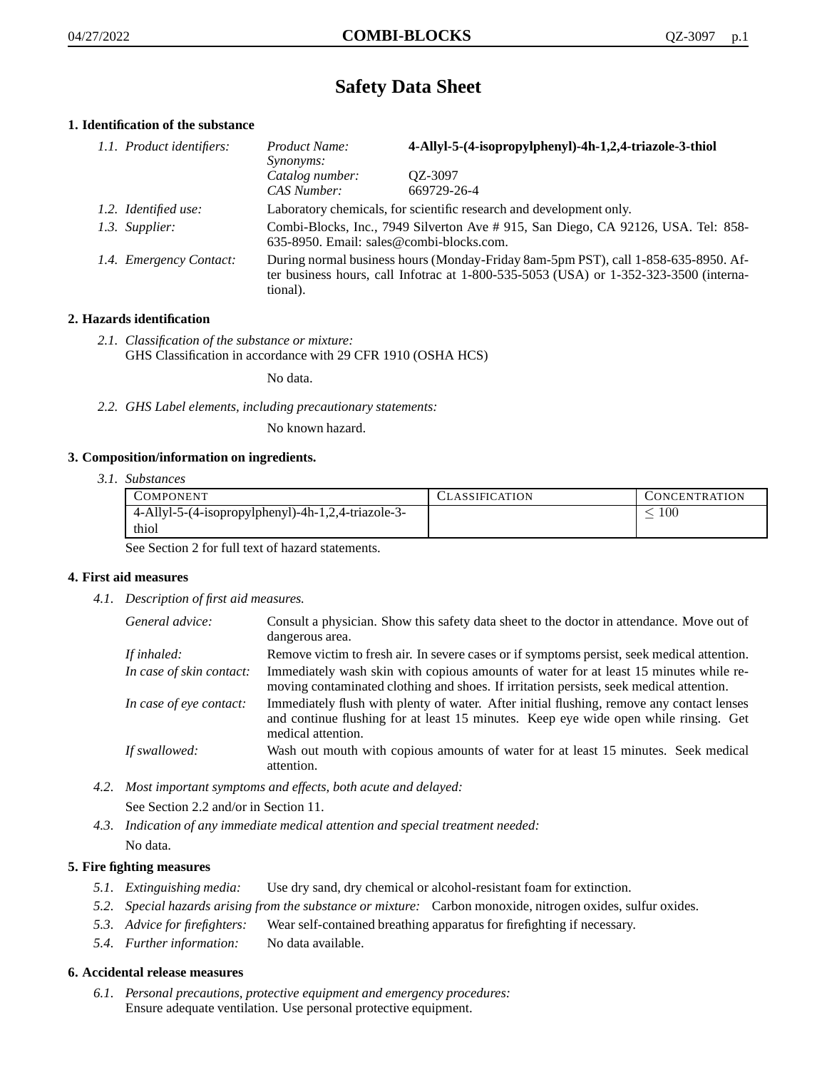# Safety Data Sheet

## 1. Identification of the substance

*1.1. Product identifiers:*

| | |
|---|---|
| *Product Name:* | **4-Allyl-5-(4-isopropylphenyl)-4h-1,2,4-triazole-3-thiol** |
| *Synonyms:* | |
| *Catalog number:* | QZ-3097 |
| *CAS Number:* | 669729-26-4 |

*1.2. Identified use:* Laboratory chemicals, for scientific research and development only.

*1.3. Supplier:* Combi-Blocks, Inc., 7949 Silverton Ave # 915, San Diego, CA 92126, USA. Tel: 858-635-8950. Email: sales@combi-blocks.com.

*1.4. Emergency Contact:* During normal business hours (Monday-Friday 8am-5pm PST), call 1-858-635-8950. After business hours, call Infotrac at 1-800-535-5053 (USA) or 1-352-323-3500 (international).

## 2. Hazards identification

*2.1. Classification of the substance or mixture:*
GHS Classification in accordance with 29 CFR 1910 (OSHA HCS)

No data.

*2.2. GHS Label elements, including precautionary statements:*

No known hazard.

## 3. Composition/information on ingredients.

*3.1. Substances*

| Component | Classification | Concentration |
|---|---|---|
| 4-Allyl-5-(4-isopropylphenyl)-4h-1,2,4-triazole-3-thiol | | $\leq 100$ |

See Section 2 for full text of hazard statements.

## 4. First aid measures

*4.1. Description of first aid measures.*

*General advice:* Consult a physician. Show this safety data sheet to the doctor in attendance. Move out of dangerous area.

*If inhaled:* Remove victim to fresh air. In severe cases or if symptoms persist, seek medical attention.

*In case of skin contact:* Immediately wash skin with copious amounts of water for at least 15 minutes while removing contaminated clothing and shoes. If irritation persists, seek medical attention.

*In case of eye contact:* Immediately flush with plenty of water. After initial flushing, remove any contact lenses and continue flushing for at least 15 minutes. Keep eye wide open while rinsing. Get medical attention.

*If swallowed:* Wash out mouth with copious amounts of water for at least 15 minutes. Seek medical attention.

*4.2. Most important symptoms and effects, both acute and delayed:*

See Section 2.2 and/or in Section 11.

*4.3. Indication of any immediate medical attention and special treatment needed:*

No data.

## 5. Fire fighting measures

*5.1. Extinguishing media:* Use dry sand, dry chemical or alcohol-resistant foam for extinction.

*5.2. Special hazards arising from the substance or mixture:* Carbon monoxide, nitrogen oxides, sulfur oxides.

*5.3. Advice for firefighters:* Wear self-contained breathing apparatus for firefighting if necessary.

*5.4. Further information:* No data available.

## 6. Accidental release measures

*6.1. Personal precautions, protective equipment and emergency procedures:*
Ensure adequate ventilation. Use personal protective equipment.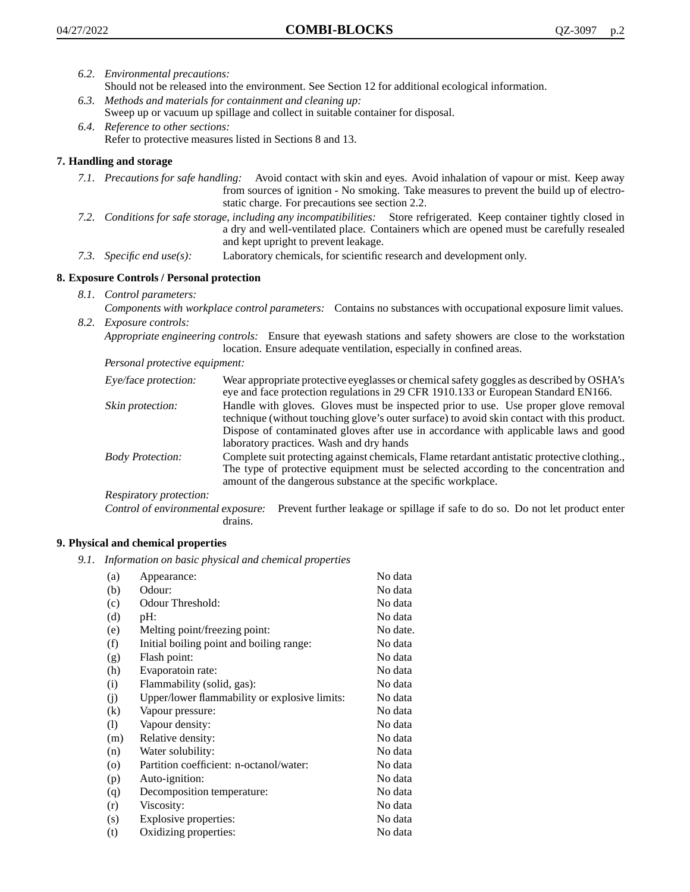*6.2. Environmental precautions:*
Should not be released into the environment. See Section 12 for additional ecological information.

*6.3. Methods and materials for containment and cleaning up:*
Sweep up or vacuum up spillage and collect in suitable container for disposal.

*6.4. Reference to other sections:*
Refer to protective measures listed in Sections 8 and 13.

## 7. Handling and storage

*7.1. Precautions for safe handling:* Avoid contact with skin and eyes. Avoid inhalation of vapour or mist. Keep away from sources of ignition - No smoking. Take measures to prevent the build up of electrostatic charge. For precautions see section 2.2.

*7.2. Conditions for safe storage, including any incompatibilities:* Store refrigerated. Keep container tightly closed in a dry and well-ventilated place. Containers which are opened must be carefully resealed and kept upright to prevent leakage.

*7.3. Specific end use(s):* Laboratory chemicals, for scientific research and development only.

## 8. Exposure Controls / Personal protection

*8.1. Control parameters:*
*Components with workplace control parameters:* Contains no substances with occupational exposure limit values.

*8.2. Exposure controls:*
*Appropriate engineering controls:* Ensure that eyewash stations and safety showers are close to the workstation location. Ensure adequate ventilation, especially in confined areas.

*Personal protective equipment:*

*Eye/face protection:* Wear appropriate protective eyeglasses or chemical safety goggles as described by OSHA's eye and face protection regulations in 29 CFR 1910.133 or European Standard EN166.

*Skin protection:* Handle with gloves. Gloves must be inspected prior to use. Use proper glove removal technique (without touching glove's outer surface) to avoid skin contact with this product. Dispose of contaminated gloves after use in accordance with applicable laws and good laboratory practices. Wash and dry hands

*Body Protection:* Complete suit protecting against chemicals, Flame retardant antistatic protective clothing., The type of protective equipment must be selected according to the concentration and amount of the dangerous substance at the specific workplace.

*Respiratory protection:*

*Control of environmental exposure:* Prevent further leakage or spillage if safe to do so. Do not let product enter drains.

## 9. Physical and chemical properties

*9.1. Information on basic physical and chemical properties*

| | | |
|---|---|---|
| (a) | Appearance: | No data |
| (b) | Odour: | No data |
| (c) | Odour Threshold: | No data |
| (d) | pH: | No data |
| (e) | Melting point/freezing point: | No date. |
| (f) | Initial boiling point and boiling range: | No data |
| (g) | Flash point: | No data |
| (h) | Evaporatoin rate: | No data |
| (i) | Flammability (solid, gas): | No data |
| (j) | Upper/lower flammability or explosive limits: | No data |
| (k) | Vapour pressure: | No data |
| (l) | Vapour density: | No data |
| (m) | Relative density: | No data |
| (n) | Water solubility: | No data |
| (o) | Partition coefficient: n-octanol/water: | No data |
| (p) | Auto-ignition: | No data |
| (q) | Decomposition temperature: | No data |
| (r) | Viscosity: | No data |
| (s) | Explosive properties: | No data |
| (t) | Oxidizing properties: | No data |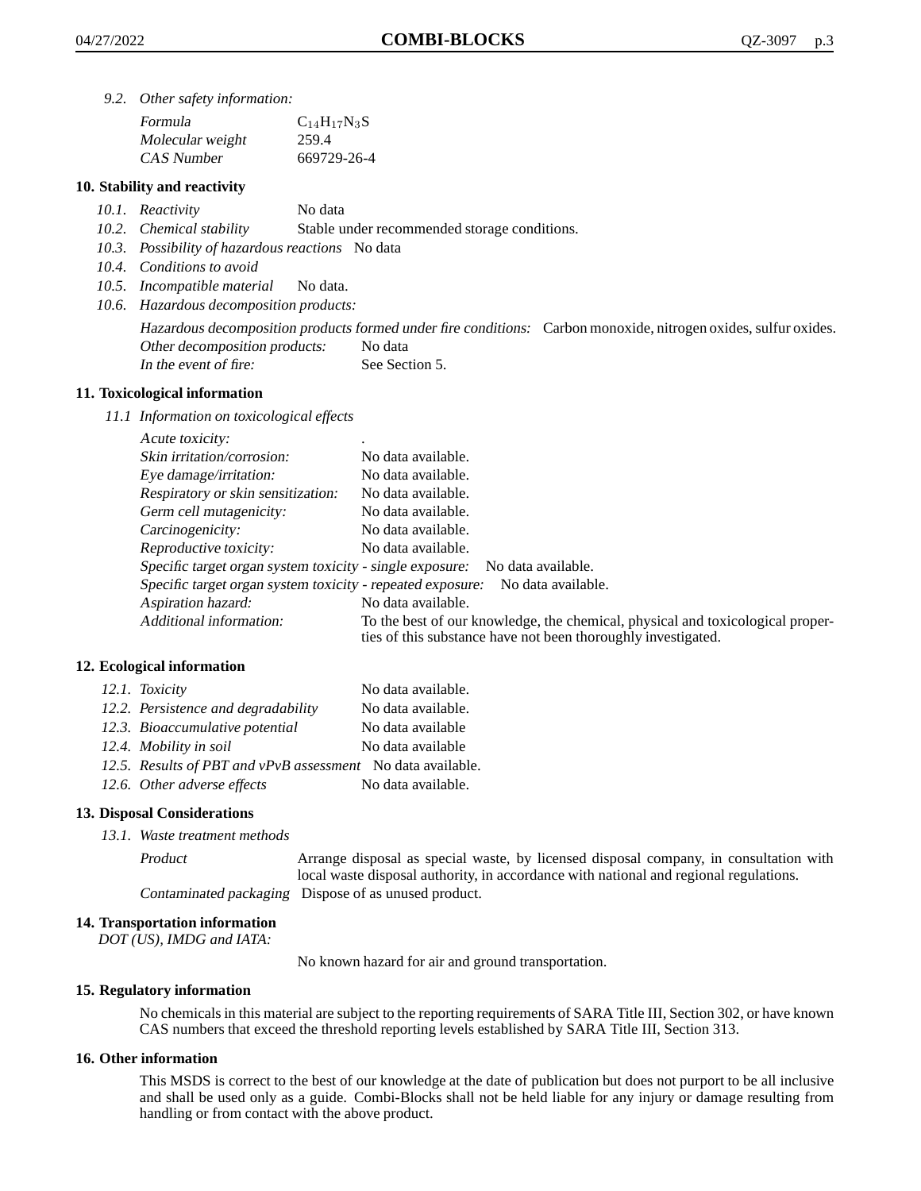*9.2. Other safety information:*

| | |
|---|---|
| *Formula* | $C_{14}H_{17}N_3S$ |
| *Molecular weight* | 259.4 |
| *CAS Number* | 669729-26-4 |

## 10. Stability and reactivity

*10.1. Reactivity* No data

*10.2. Chemical stability* Stable under recommended storage conditions.

*10.3. Possibility of hazardous reactions* No data

*10.4. Conditions to avoid*

*10.5. Incompatible material* No data.

*10.6. Hazardous decomposition products:*

*Hazardous decomposition products formed under fire conditions:* Carbon monoxide, nitrogen oxides, sulfur oxides.

*Other decomposition products:* No data

*In the event of fire:* See Section 5.

## 11. Toxicological information

*11.1 Information on toxicological effects*

| | |
|---|---|
| *Acute toxicity:* | . |
| *Skin irritation/corrosion:* | No data available. |
| *Eye damage/irritation:* | No data available. |
| *Respiratory or skin sensitization:* | No data available. |
| *Germ cell mutagenicity:* | No data available. |
| *Carcinogenicity:* | No data available. |
| *Reproductive toxicity:* | No data available. |
| *Specific target organ system toxicity - single exposure:* | No data available. |
| *Specific target organ system toxicity - repeated exposure:* | No data available. |
| *Aspiration hazard:* | No data available. |
| *Additional information:* | To the best of our knowledge, the chemical, physical and toxicological properties of this substance have not been thoroughly investigated. |

## 12. Ecological information

| | |
|---|---|
| *12.1. Toxicity* | No data available. |
| *12.2. Persistence and degradability* | No data available. |
| *12.3. Bioaccumulative potential* | No data available |
| *12.4. Mobility in soil* | No data available |
| *12.5. Results of PBT and vPvB assessment* | No data available. |
| *12.6. Other adverse effects* | No data available. |

## 13. Disposal Considerations

*13.1. Waste treatment methods*

*Product* Arrange disposal as special waste, by licensed disposal company, in consultation with local waste disposal authority, in accordance with national and regional regulations.

*Contaminated packaging* Dispose of as unused product.

## 14. Transportation information

*DOT (US), IMDG and IATA:*

No known hazard for air and ground transportation.

## 15. Regulatory information

No chemicals in this material are subject to the reporting requirements of SARA Title III, Section 302, or have known CAS numbers that exceed the threshold reporting levels established by SARA Title III, Section 313.

## 16. Other information

This MSDS is correct to the best of our knowledge at the date of publication but does not purport to be all inclusive and shall be used only as a guide. Combi-Blocks shall not be held liable for any injury or damage resulting from handling or from contact with the above product.